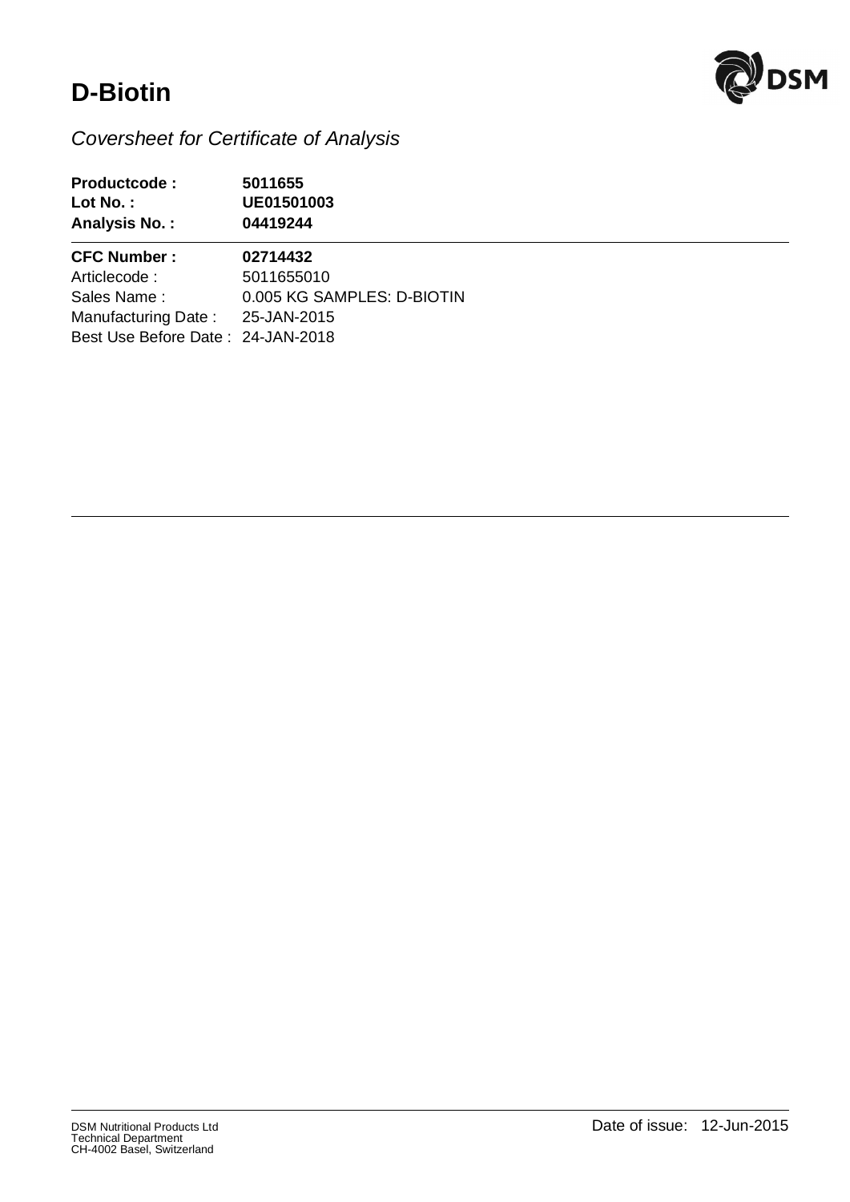# D-Biotin

*Coversheet for Certificate of Analysis*

| | |
|---|---|
| **Productcode :** | **5011655** |
| **Lot No. :** | **UE01501003** |
| **Analysis No. :** | **04419244** |

| | |
|---|---|
| **CFC Number :** | **02714432** |
| Articlecode : | 5011655010 |
| Sales Name : | 0.005 KG SAMPLES: D-BIOTIN |
| Manufacturing Date : | 25-JAN-2015 |
| Best Use Before Date : | 24-JAN-2018 |

DSM Nutritional Products Ltd
Technical Department
CH-4002 Basel, Switzerland

Date of issue: 12-Jun-2015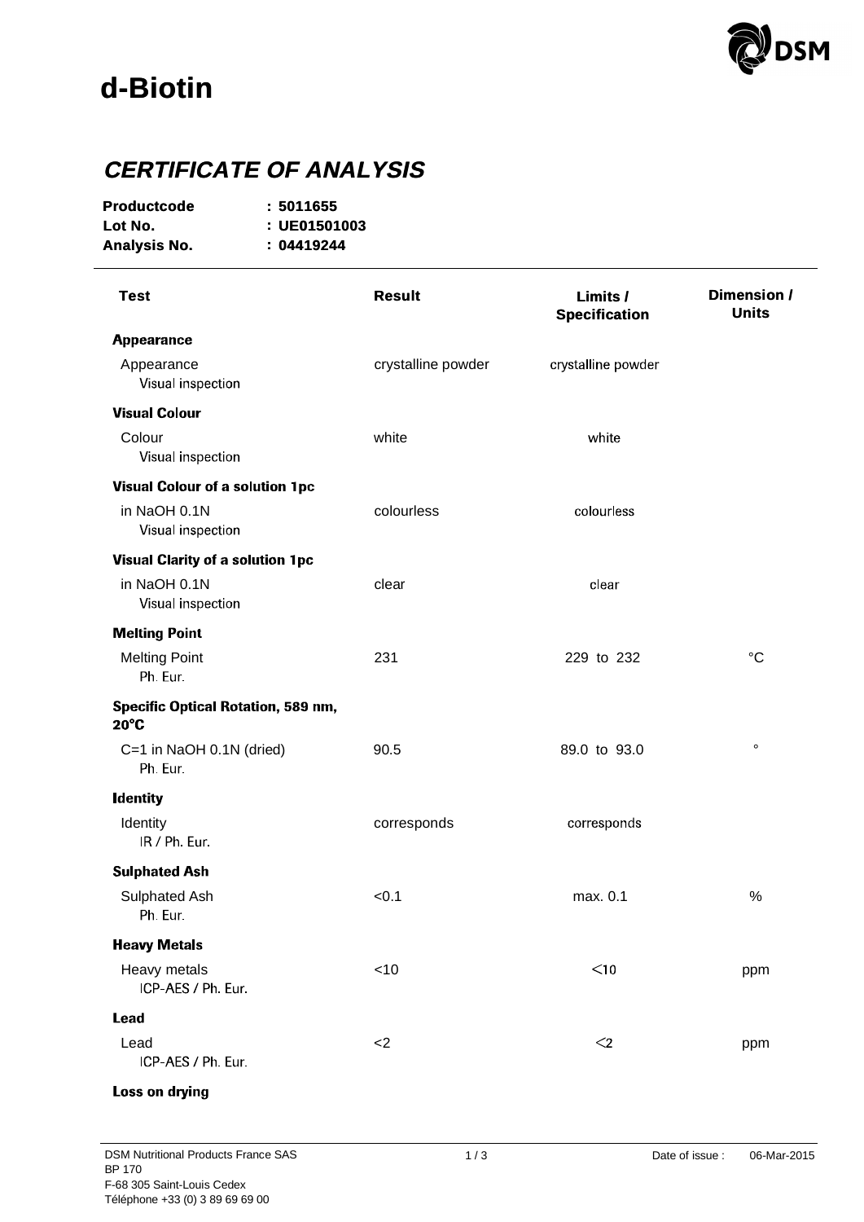# d-Biotin

## *CERTIFICATE OF ANALYSIS*

**Productcode** : **5011655**
**Lot No.** : **UE01501003**
**Analysis No.** : **04419244**

| Test | Result | Limits / Specification | Dimension / Units |
|---|---|---|---|
| **Appearance** | | | |
| Appearance<br>Visual inspection | crystalline powder | crystalline powder | |
| **Visual Colour** | | | |
| Colour<br>Visual inspection | white | white | |
| **Visual Colour of a solution 1pc** | | | |
| in NaOH 0.1N<br>Visual inspection | colourless | colourless | |
| **Visual Clarity of a solution 1pc** | | | |
| in NaOH 0.1N<br>Visual inspection | clear | clear | |
| **Melting Point** | | | |
| Melting Point<br>Ph. Eur. | 231 | 229 to 232 | °C |
| **Specific Optical Rotation, 589 nm, 20°C** | | | |
| C=1 in NaOH 0.1N (dried)<br>Ph. Eur. | 90.5 | 89.0 to 93.0 | ° |
| **Identity** | | | |
| Identity<br>IR / Ph. Eur. | corresponds | corresponds | |
| **Sulphated Ash** | | | |
| Sulphated Ash<br>Ph. Eur. | <0.1 | max. 0.1 | % |
| **Heavy Metals** | | | |
| Heavy metals<br>ICP-AES / Ph. Eur. | <10 | <10 | ppm |
| **Lead** | | | |
| Lead<br>ICP-AES / Ph. Eur. | <2 | <2 | ppm |
| **Loss on drying** | | | |

DSM Nutritional Products France SAS
BP 170
F-68 305 Saint-Louis Cedex
Téléphone +33 (0) 3 89 69 69 00

Date of issue : 06-Mar-2015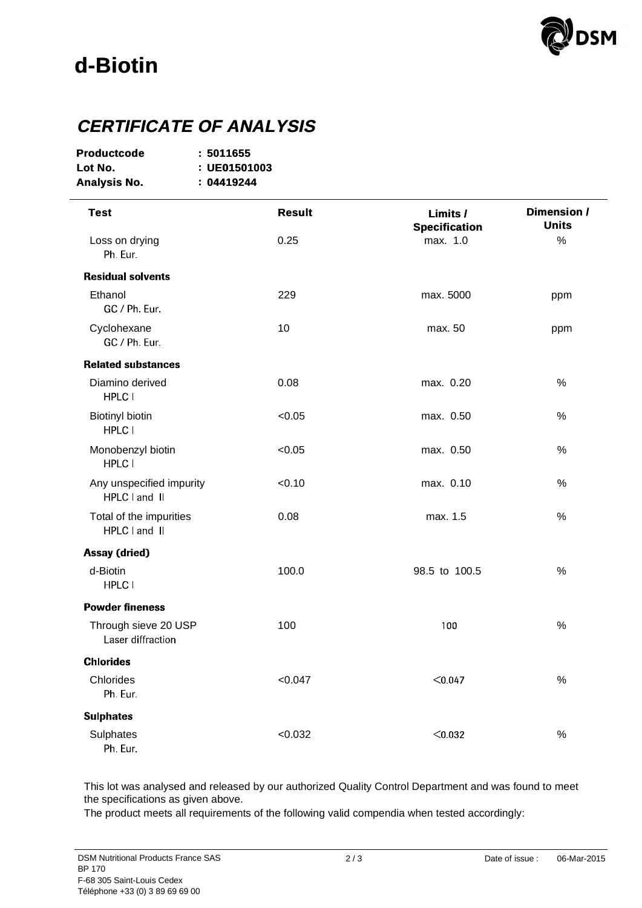# d-Biotin

## *CERTIFICATE OF ANALYSIS*

**Productcode** : **5011655**
**Lot No.** : **UE01501003**
**Analysis No.** : **04419244**

| Test | Result | Limits / Specification | Dimension / Units |
|---|---|---|---|
| Loss on drying<br>Ph. Eur. | 0.25 | max. 1.0 | % |
| **Residual solvents** | | | |
| Ethanol<br>GC / Ph. Eur. | 229 | max. 5000 | ppm |
| Cyclohexane<br>GC / Ph. Eur. | 10 | max. 50 | ppm |
| **Related substances** | | | |
| Diamino derived<br>HPLC I | 0.08 | max. 0.20 | % |
| Biotinyl biotin<br>HPLC I | <0.05 | max. 0.50 | % |
| Monobenzyl biotin<br>HPLC I | <0.05 | max. 0.50 | % |
| Any unspecified impurity<br>HPLC I and II | <0.10 | max. 0.10 | % |
| Total of the impurities<br>HPLC I and II | 0.08 | max. 1.5 | % |
| **Assay (dried)** | | | |
| d-Biotin<br>HPLC I | 100.0 | 98.5 to 100.5 | % |
| **Powder fineness** | | | |
| Through sieve 20 USP<br>Laser diffraction | 100 | 100 | % |
| **Chlorides** | | | |
| Chlorides<br>Ph. Eur. | <0.047 | <0.047 | % |
| **Sulphates** | | | |
| Sulphates<br>Ph. Eur. | <0.032 | <0.032 | % |

This lot was analysed and released by our authorized Quality Control Department and was found to meet the specifications as given above.
The product meets all requirements of the following valid compendia when tested accordingly:

DSM Nutritional Products France SAS
BP 170
F-68 305 Saint-Louis Cedex
Téléphone +33 (0) 3 89 69 69 00

Date of issue : 06-Mar-2015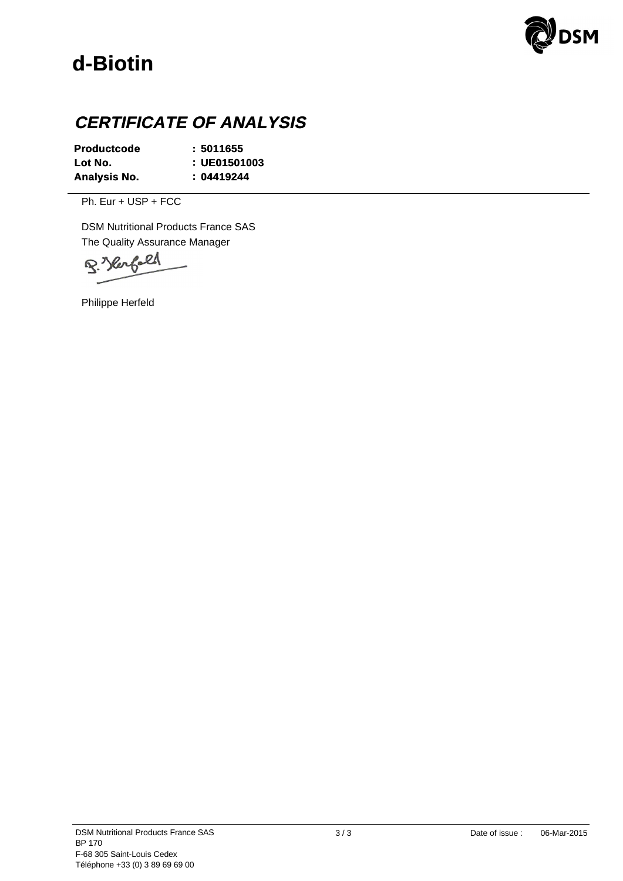# d-Biotin

## *CERTIFICATE OF ANALYSIS*

**Productcode** : **5011655**
**Lot No.** : **UE01501003**
**Analysis No.** : **04419244**

Ph. Eur + USP + FCC

DSM Nutritional Products France SAS
The Quality Assurance Manager

Philippe Herfeld

DSM Nutritional Products France SAS
BP 170
F-68 305 Saint-Louis Cedex
Téléphone +33 (0) 3 89 69 69 00

Date of issue : 06-Mar-2015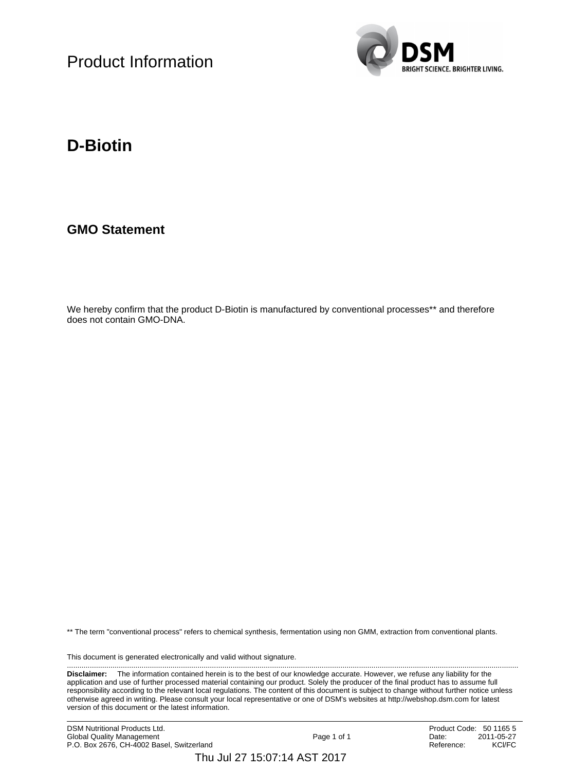Product Information

# D-Biotin

## GMO Statement

We hereby confirm that the product D-Biotin is manufactured by conventional processes** and therefore does not contain GMO-DNA.

** The term "conventional process" refers to chemical synthesis, fermentation using non GMM, extraction from conventional plants.

This document is generated electronically and valid without signature.

**Disclaimer:** The information contained herein is to the best of our knowledge accurate. However, we refuse any liability for the application and use of further processed material containing our product. Solely the producer of the final product has to assume full responsibility according to the relevant local regulations. The content of this document is subject to change without further notice unless otherwise agreed in writing. Please consult your local representative or one of DSM's websites at http://webshop.dsm.com for latest version of this document or the latest information.

DSM Nutritional Products Ltd.
Global Quality Management
P.O. Box 2676, CH-4002 Basel, Switzerland

Product Code: 50 1165 5
Date: 2011-05-27
Reference: KCl/FC

Thu Jul 27 15:07:14 AST 2017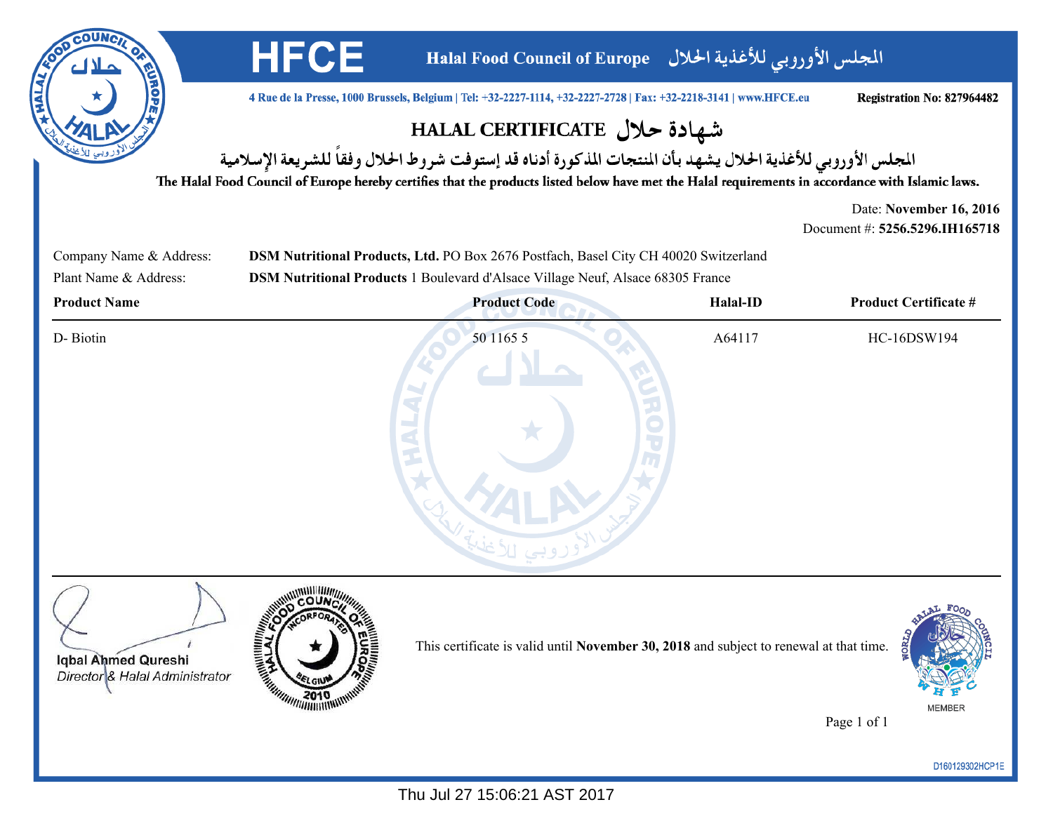# HFCE

**Halal Food Council of Europe** المجلس الأوروبي للأغذية الحلال

4 Rue de la Presse, 1000 Brussels, Belgium | Tel: +32-2227-1114, +32-2227-2728 | Fax: +32-2218-3141 | www.HFCE.eu

**Registration No: 827964482**

## HALAL CERTIFICATE شهادة حلال

**المجلس الأوروبي للأغذية الحلال يشهد بأن المنتجات المذكورة أدناه قد إستوفت شروط الحلال وفقاً للشريعة الإسلامية**

**The Halal Food Council of Europe hereby certifies that the products listed below have met the Halal requirements in accordance with Islamic laws.**

Date: **November 16, 2016**
Document #: **5256.5296.IH165718**

Company Name & Address: **DSM Nutritional Products, Ltd.** PO Box 2676 Postfach, Basel City CH 40020 Switzerland
Plant Name & Address: **DSM Nutritional Products** 1 Boulevard d'Alsace Village Neuf, Alsace 68305 France

| Product Name | Product Code | Halal-ID | Product Certificate # |
|---|---|---|---|
| D- Biotin | 50 1165 5 | A64117 | HC-16DSW194 |

Iqbal Ahmed Qureshi
*Director & Halal Administrator*

This certificate is valid until **November 30, 2018** and subject to renewal at that time.

MEMBER

D160129302HCP1E

Thu Jul 27 15:06:21 AST 2017